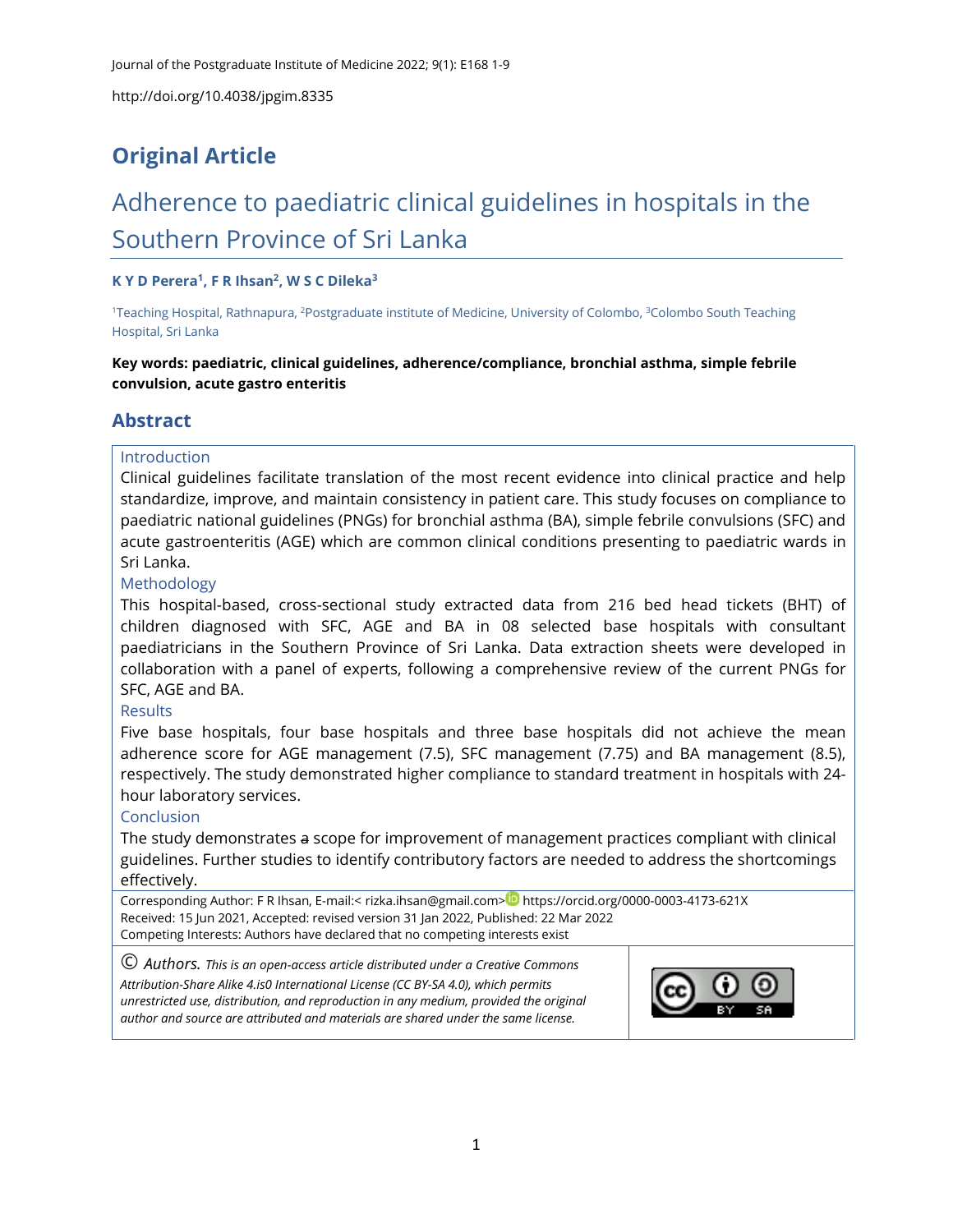Journal of the Postgraduate Institute of Medicine 2022; 9(1): E168 1-9

http://doi.org/10.4038/jpgim.8335

## Original Article

# Adherence to paediatric clinical guidelines in hospitals in the Southern Province of Sri Lanka

**K Y D Perera[1], F R Ihsan[2], W S C Dileka[3]**

[1]Teaching Hospital, Rathnapura, [2]Postgraduate institute of Medicine, University of Colombo, [3]Colombo South Teaching Hospital, Sri Lanka

**Key words: paediatric, clinical guidelines, adherence/compliance, bronchial asthma, simple febrile convulsion, acute gastro enteritis**

## Abstract

### Introduction

Clinical guidelines facilitate translation of the most recent evidence into clinical practice and help standardize, improve, and maintain consistency in patient care. This study focuses on compliance to paediatric national guidelines (PNGs) for bronchial asthma (BA), simple febrile convulsions (SFC) and acute gastroenteritis (AGE) which are common clinical conditions presenting to paediatric wards in Sri Lanka.

### Methodology

This hospital-based, cross-sectional study extracted data from 216 bed head tickets (BHT) of children diagnosed with SFC, AGE and BA in 08 selected base hospitals with consultant paediatricians in the Southern Province of Sri Lanka. Data extraction sheets were developed in collaboration with a panel of experts, following a comprehensive review of the current PNGs for SFC, AGE and BA.

### Results

Five base hospitals, four base hospitals and three base hospitals did not achieve the mean adherence score for AGE management (7.5), SFC management (7.75) and BA management (8.5), respectively. The study demonstrated higher compliance to standard treatment in hospitals with 24-hour laboratory services.

### Conclusion

The study demonstrates ~~a~~ scope for improvement of management practices compliant with clinical guidelines. Further studies to identify contributory factors are needed to address the shortcomings effectively.

Corresponding Author: F R Ihsan, E-mail:< rizka.ihsan@gmail.com> https://orcid.org/0000-0003-4173-621X
Received: 15 Jun 2021, Accepted: revised version 31 Jan 2022, Published: 22 Mar 2022
Competing Interests: Authors have declared that no competing interests exist

© Authors. *This is an open-access article distributed under a Creative Commons Attribution-Share Alike 4.is0 International License (CC BY-SA 4.0), which permits unrestricted use, distribution, and reproduction in any medium, provided the original author and source are attributed and materials are shared under the same license.*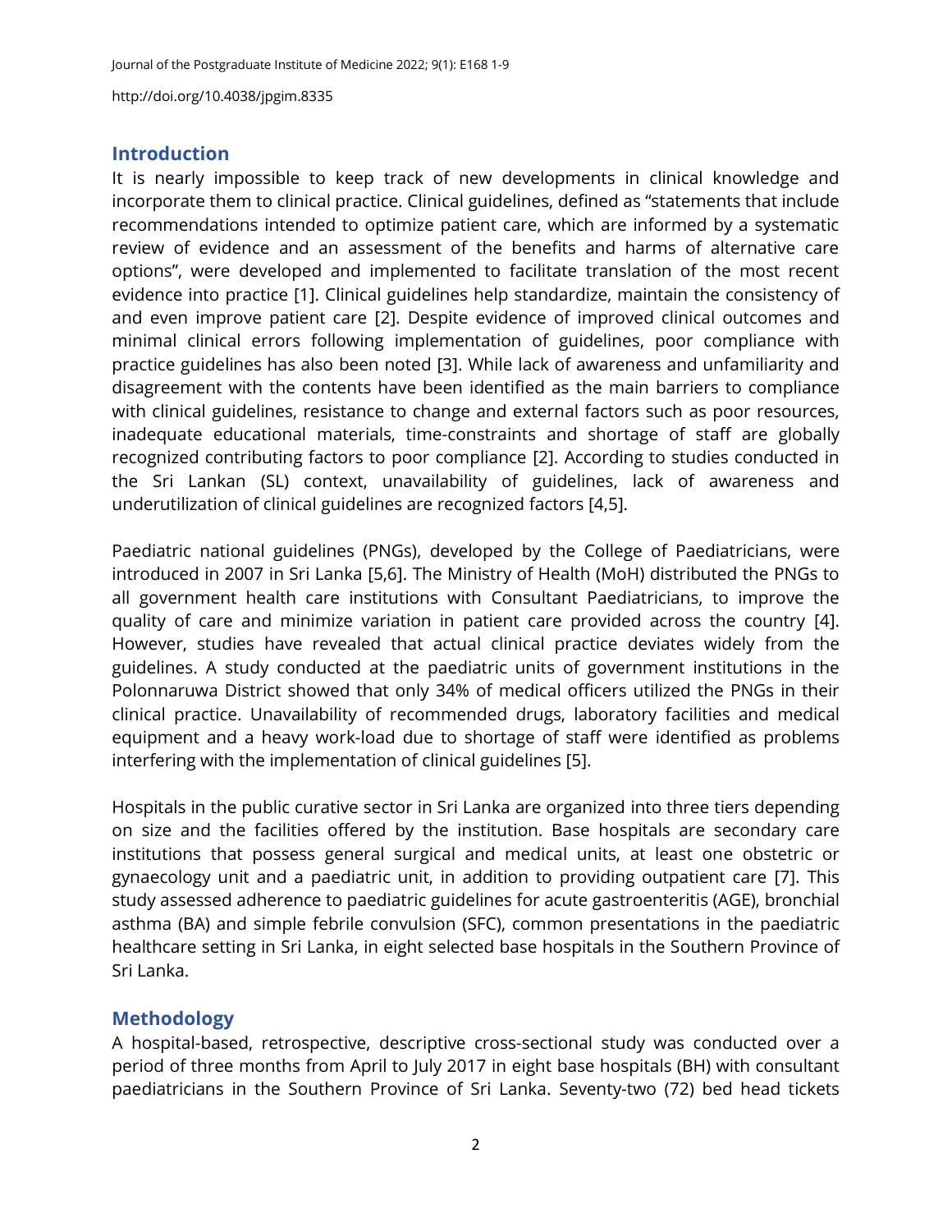## Introduction

It is nearly impossible to keep track of new developments in clinical knowledge and incorporate them to clinical practice. Clinical guidelines, defined as "statements that include recommendations intended to optimize patient care, which are informed by a systematic review of evidence and an assessment of the benefits and harms of alternative care options", were developed and implemented to facilitate translation of the most recent evidence into practice [1]. Clinical guidelines help standardize, maintain the consistency of and even improve patient care [2]. Despite evidence of improved clinical outcomes and minimal clinical errors following implementation of guidelines, poor compliance with practice guidelines has also been noted [3]. While lack of awareness and unfamiliarity and disagreement with the contents have been identified as the main barriers to compliance with clinical guidelines, resistance to change and external factors such as poor resources, inadequate educational materials, time-constraints and shortage of staff are globally recognized contributing factors to poor compliance [2]. According to studies conducted in the Sri Lankan (SL) context, unavailability of guidelines, lack of awareness and underutilization of clinical guidelines are recognized factors [4,5].

Paediatric national guidelines (PNGs), developed by the College of Paediatricians, were introduced in 2007 in Sri Lanka [5,6]. The Ministry of Health (MoH) distributed the PNGs to all government health care institutions with Consultant Paediatricians, to improve the quality of care and minimize variation in patient care provided across the country [4]. However, studies have revealed that actual clinical practice deviates widely from the guidelines. A study conducted at the paediatric units of government institutions in the Polonnaruwa District showed that only 34% of medical officers utilized the PNGs in their clinical practice. Unavailability of recommended drugs, laboratory facilities and medical equipment and a heavy work-load due to shortage of staff were identified as problems interfering with the implementation of clinical guidelines [5].

Hospitals in the public curative sector in Sri Lanka are organized into three tiers depending on size and the facilities offered by the institution. Base hospitals are secondary care institutions that possess general surgical and medical units, at least one obstetric or gynaecology unit and a paediatric unit, in addition to providing outpatient care [7]. This study assessed adherence to paediatric guidelines for acute gastroenteritis (AGE), bronchial asthma (BA) and simple febrile convulsion (SFC), common presentations in the paediatric healthcare setting in Sri Lanka, in eight selected base hospitals in the Southern Province of Sri Lanka.

## Methodology

A hospital-based, retrospective, descriptive cross-sectional study was conducted over a period of three months from April to July 2017 in eight base hospitals (BH) with consultant paediatricians in the Southern Province of Sri Lanka. Seventy-two (72) bed head tickets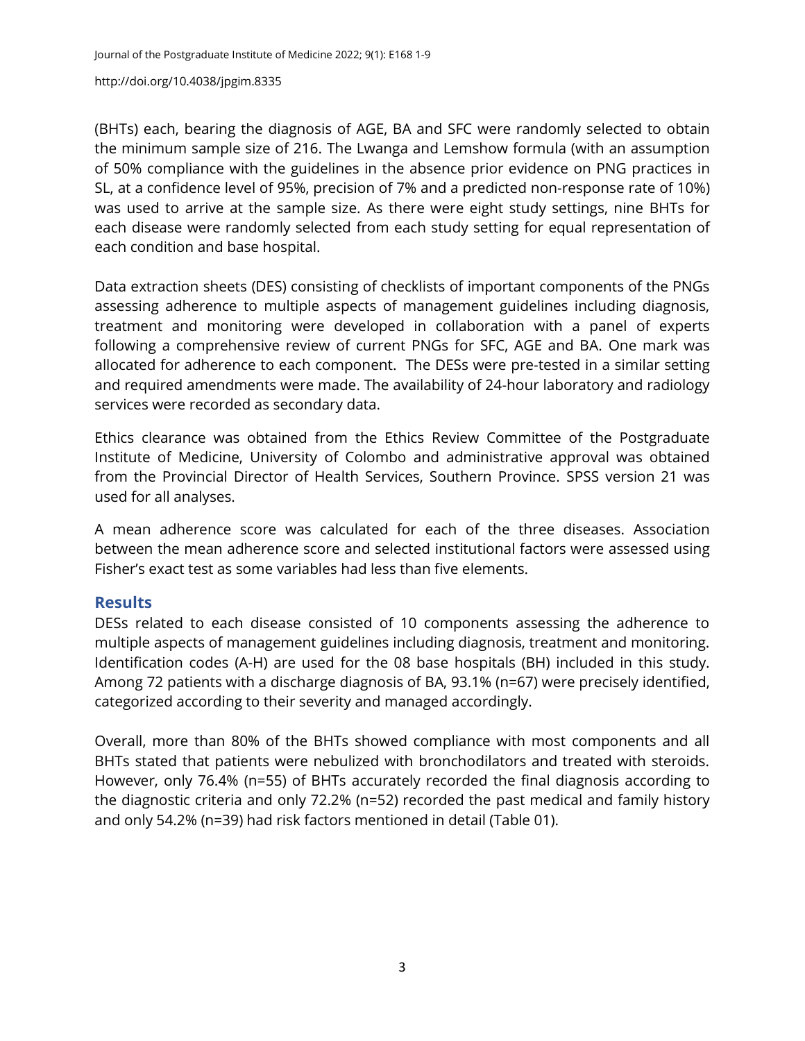(BHTs) each, bearing the diagnosis of AGE, BA and SFC were randomly selected to obtain the minimum sample size of 216. The Lwanga and Lemshow formula (with an assumption of 50% compliance with the guidelines in the absence prior evidence on PNG practices in SL, at a confidence level of 95%, precision of 7% and a predicted non-response rate of 10%) was used to arrive at the sample size. As there were eight study settings, nine BHTs for each disease were randomly selected from each study setting for equal representation of each condition and base hospital.

Data extraction sheets (DES) consisting of checklists of important components of the PNGs assessing adherence to multiple aspects of management guidelines including diagnosis, treatment and monitoring were developed in collaboration with a panel of experts following a comprehensive review of current PNGs for SFC, AGE and BA. One mark was allocated for adherence to each component. The DESs were pre-tested in a similar setting and required amendments were made. The availability of 24-hour laboratory and radiology services were recorded as secondary data.

Ethics clearance was obtained from the Ethics Review Committee of the Postgraduate Institute of Medicine, University of Colombo and administrative approval was obtained from the Provincial Director of Health Services, Southern Province. SPSS version 21 was used for all analyses.

A mean adherence score was calculated for each of the three diseases. Association between the mean adherence score and selected institutional factors were assessed using Fisher's exact test as some variables had less than five elements.

## Results

DESs related to each disease consisted of 10 components assessing the adherence to multiple aspects of management guidelines including diagnosis, treatment and monitoring. Identification codes (A-H) are used for the 08 base hospitals (BH) included in this study. Among 72 patients with a discharge diagnosis of BA, 93.1% (n=67) were precisely identified, categorized according to their severity and managed accordingly.

Overall, more than 80% of the BHTs showed compliance with most components and all BHTs stated that patients were nebulized with bronchodilators and treated with steroids. However, only 76.4% (n=55) of BHTs accurately recorded the final diagnosis according to the diagnostic criteria and only 72.2% (n=52) recorded the past medical and family history and only 54.2% (n=39) had risk factors mentioned in detail (Table 01).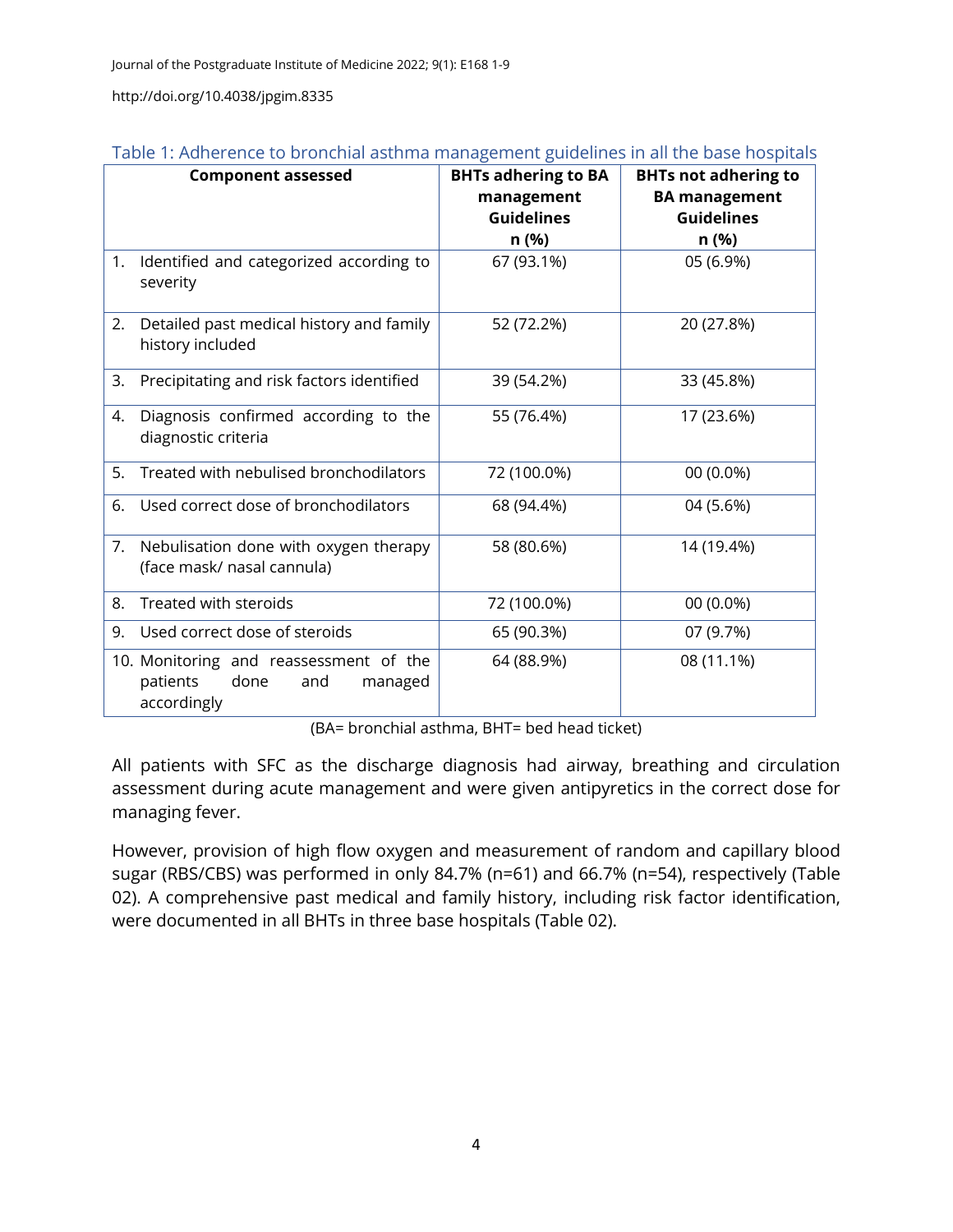Table 1: Adherence to bronchial asthma management guidelines in all the base hospitals

| Component assessed | BHTs adhering to BA management Guidelines n (%) | BHTs not adhering to BA management Guidelines n (%) |
|---|---|---|
| 1. Identified and categorized according to severity | 67 (93.1%) | 05 (6.9%) |
| 2. Detailed past medical history and family history included | 52 (72.2%) | 20 (27.8%) |
| 3. Precipitating and risk factors identified | 39 (54.2%) | 33 (45.8%) |
| 4. Diagnosis confirmed according to the diagnostic criteria | 55 (76.4%) | 17 (23.6%) |
| 5. Treated with nebulised bronchodilators | 72 (100.0%) | 00 (0.0%) |
| 6. Used correct dose of bronchodilators | 68 (94.4%) | 04 (5.6%) |
| 7. Nebulisation done with oxygen therapy (face mask/ nasal cannula) | 58 (80.6%) | 14 (19.4%) |
| 8. Treated with steroids | 72 (100.0%) | 00 (0.0%) |
| 9. Used correct dose of steroids | 65 (90.3%) | 07 (9.7%) |
| 10. Monitoring and reassessment of the patients done and managed accordingly | 64 (88.9%) | 08 (11.1%) |

(BA= bronchial asthma, BHT= bed head ticket)

All patients with SFC as the discharge diagnosis had airway, breathing and circulation assessment during acute management and were given antipyretics in the correct dose for managing fever.

However, provision of high flow oxygen and measurement of random and capillary blood sugar (RBS/CBS) was performed in only 84.7% (n=61) and 66.7% (n=54), respectively (Table 02). A comprehensive past medical and family history, including risk factor identification, were documented in all BHTs in three base hospitals (Table 02).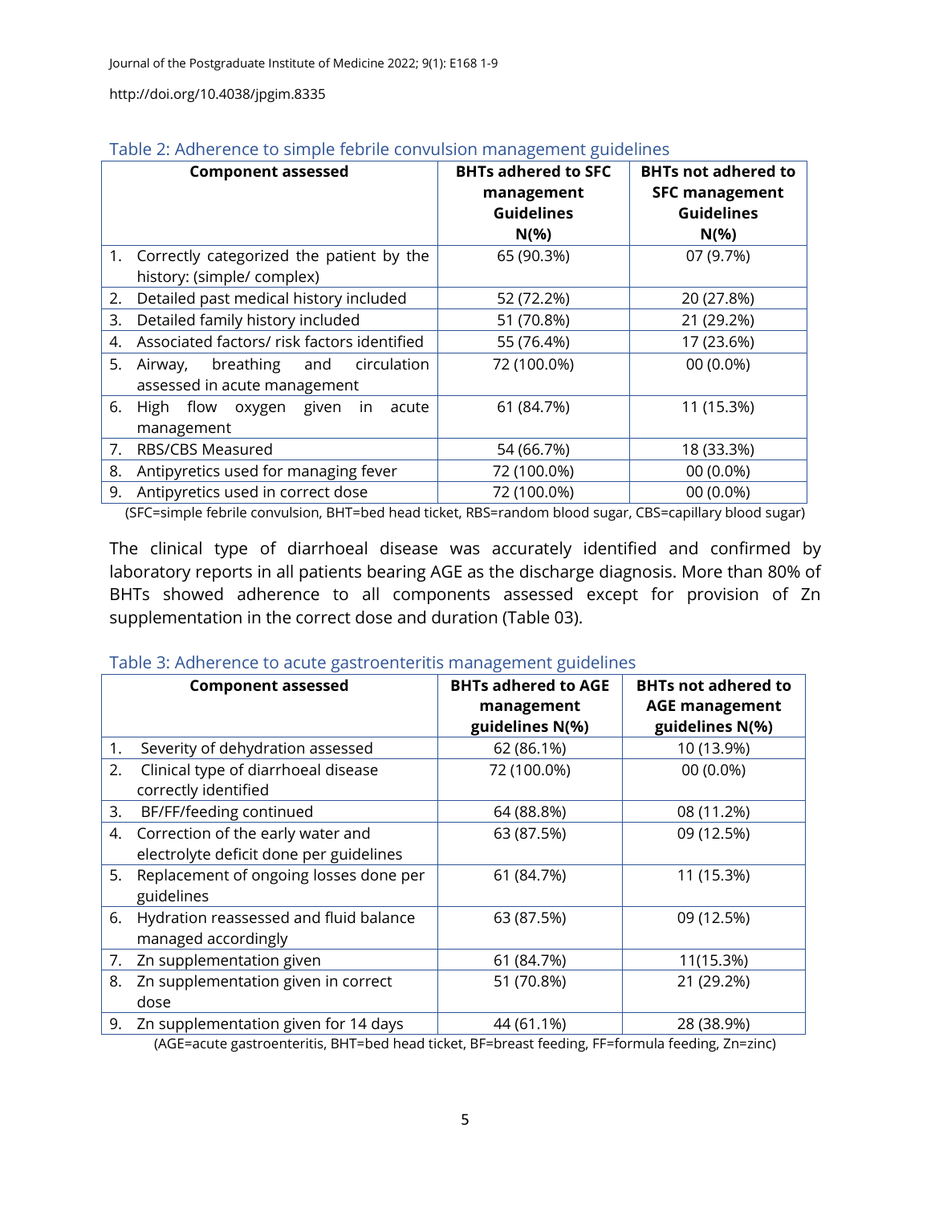Table 2: Adherence to simple febrile convulsion management guidelines

| Component assessed | BHTs adhered to SFC management Guidelines N(%) | BHTs not adhered to SFC management Guidelines N(%) |
|---|---|---|
| 1. Correctly categorized the patient by the history: (simple/ complex) | 65 (90.3%) | 07 (9.7%) |
| 2. Detailed past medical history included | 52 (72.2%) | 20 (27.8%) |
| 3. Detailed family history included | 51 (70.8%) | 21 (29.2%) |
| 4. Associated factors/ risk factors identified | 55 (76.4%) | 17 (23.6%) |
| 5. Airway, breathing and circulation assessed in acute management | 72 (100.0%) | 00 (0.0%) |
| 6. High flow oxygen given in acute management | 61 (84.7%) | 11 (15.3%) |
| 7. RBS/CBS Measured | 54 (66.7%) | 18 (33.3%) |
| 8. Antipyretics used for managing fever | 72 (100.0%) | 00 (0.0%) |
| 9. Antipyretics used in correct dose | 72 (100.0%) | 00 (0.0%) |

(SFC=simple febrile convulsion, BHT=bed head ticket, RBS=random blood sugar, CBS=capillary blood sugar)

The clinical type of diarrhoeal disease was accurately identified and confirmed by laboratory reports in all patients bearing AGE as the discharge diagnosis. More than 80% of BHTs showed adherence to all components assessed except for provision of Zn supplementation in the correct dose and duration (Table 03).

Table 3: Adherence to acute gastroenteritis management guidelines

| Component assessed | BHTs adhered to AGE management guidelines N(%) | BHTs not adhered to AGE management guidelines N(%) |
|---|---|---|
| 1. Severity of dehydration assessed | 62 (86.1%) | 10 (13.9%) |
| 2. Clinical type of diarrhoeal disease correctly identified | 72 (100.0%) | 00 (0.0%) |
| 3. BF/FF/feeding continued | 64 (88.8%) | 08 (11.2%) |
| 4. Correction of the early water and electrolyte deficit done per guidelines | 63 (87.5%) | 09 (12.5%) |
| 5. Replacement of ongoing losses done per guidelines | 61 (84.7%) | 11 (15.3%) |
| 6. Hydration reassessed and fluid balance managed accordingly | 63 (87.5%) | 09 (12.5%) |
| 7. Zn supplementation given | 61 (84.7%) | 11(15.3%) |
| 8. Zn supplementation given in correct dose | 51 (70.8%) | 21 (29.2%) |
| 9. Zn supplementation given for 14 days | 44 (61.1%) | 28 (38.9%) |

(AGE=acute gastroenteritis, BHT=bed head ticket, BF=breast feeding, FF=formula feeding, Zn=zinc)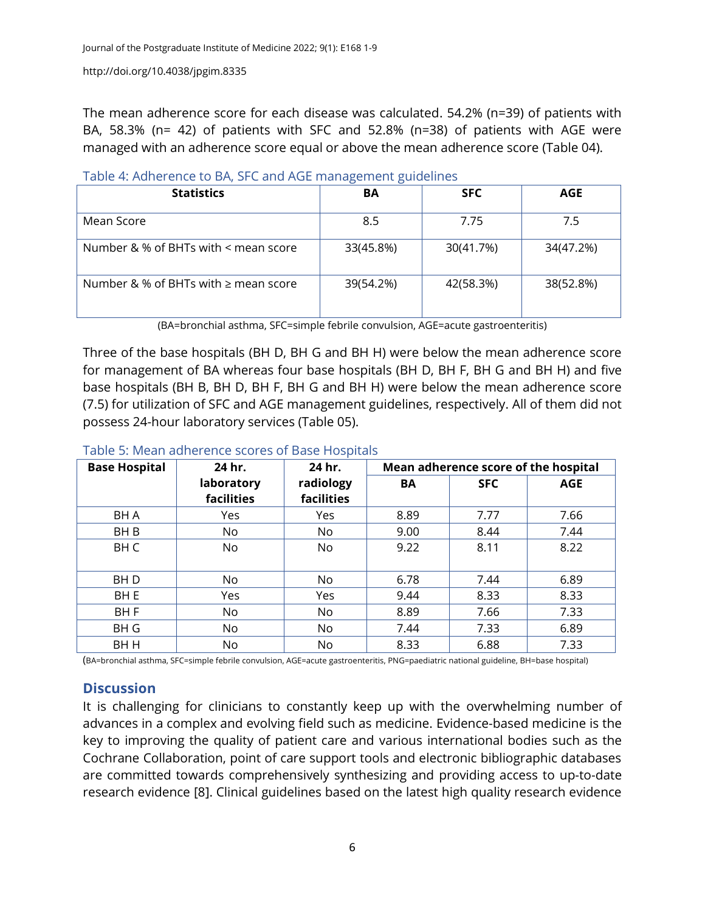The mean adherence score for each disease was calculated. 54.2% (n=39) of patients with BA, 58.3% (n= 42) of patients with SFC and 52.8% (n=38) of patients with AGE were managed with an adherence score equal or above the mean adherence score (Table 04).

Table 4: Adherence to BA, SFC and AGE management guidelines

| Statistics | BA | SFC | AGE |
|---|---|---|---|
| Mean Score | 8.5 | 7.75 | 7.5 |
| Number & % of BHTs with < mean score | 33(45.8%) | 30(41.7%) | 34(47.2%) |
| Number & % of BHTs with ≥ mean score | 39(54.2%) | 42(58.3%) | 38(52.8%) |

(BA=bronchial asthma, SFC=simple febrile convulsion, AGE=acute gastroenteritis)

Three of the base hospitals (BH D, BH G and BH H) were below the mean adherence score for management of BA whereas four base hospitals (BH D, BH F, BH G and BH H) and five base hospitals (BH B, BH D, BH F, BH G and BH H) were below the mean adherence score (7.5) for utilization of SFC and AGE management guidelines, respectively. All of them did not possess 24-hour laboratory services (Table 05).

Table 5: Mean adherence scores of Base Hospitals

| Base Hospital | 24 hr. laboratory facilities | 24 hr. radiology facilities | Mean adherence score of the hospital | | |
|---|---|---|---|---|---|
| | | | BA | SFC | AGE |
| BH A | Yes | Yes | 8.89 | 7.77 | 7.66 |
| BH B | No | No | 9.00 | 8.44 | 7.44 |
| BH C | No | No | 9.22 | 8.11 | 8.22 |
| BH D | No | No | 6.78 | 7.44 | 6.89 |
| BH E | Yes | Yes | 9.44 | 8.33 | 8.33 |
| BH F | No | No | 8.89 | 7.66 | 7.33 |
| BH G | No | No | 7.44 | 7.33 | 6.89 |
| BH H | No | No | 8.33 | 6.88 | 7.33 |

(BA=bronchial asthma, SFC=simple febrile convulsion, AGE=acute gastroenteritis, PNG=paediatric national guideline, BH=base hospital)

## Discussion

It is challenging for clinicians to constantly keep up with the overwhelming number of advances in a complex and evolving field such as medicine. Evidence-based medicine is the key to improving the quality of patient care and various international bodies such as the Cochrane Collaboration, point of care support tools and electronic bibliographic databases are committed towards comprehensively synthesizing and providing access to up-to-date research evidence [8]. Clinical guidelines based on the latest high quality research evidence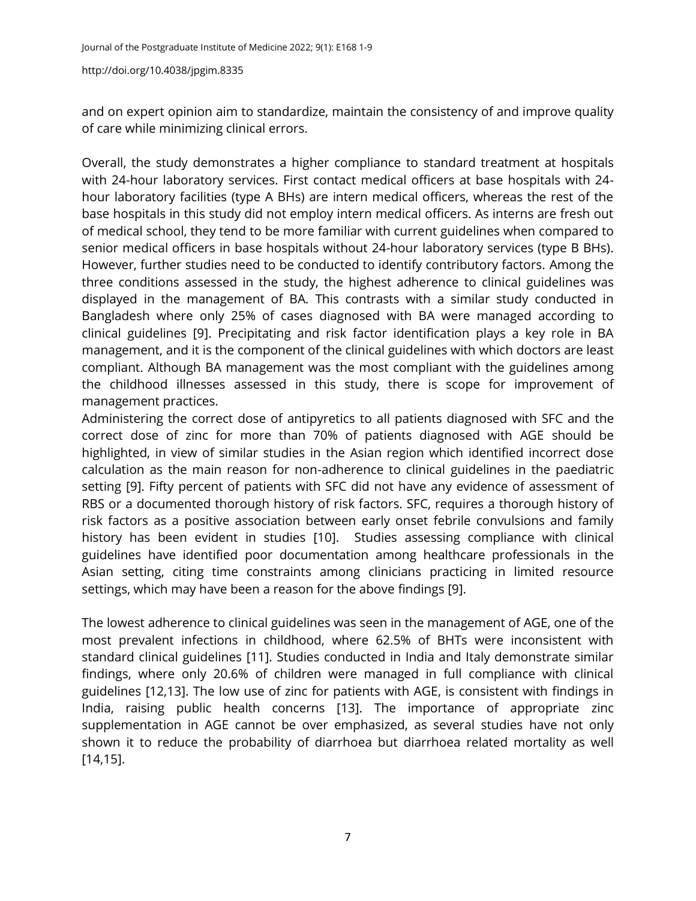and on expert opinion aim to standardize, maintain the consistency of and improve quality of care while minimizing clinical errors.

Overall, the study demonstrates a higher compliance to standard treatment at hospitals with 24-hour laboratory services. First contact medical officers at base hospitals with 24-hour laboratory facilities (type A BHs) are intern medical officers, whereas the rest of the base hospitals in this study did not employ intern medical officers. As interns are fresh out of medical school, they tend to be more familiar with current guidelines when compared to senior medical officers in base hospitals without 24-hour laboratory services (type B BHs). However, further studies need to be conducted to identify contributory factors. Among the three conditions assessed in the study, the highest adherence to clinical guidelines was displayed in the management of BA. This contrasts with a similar study conducted in Bangladesh where only 25% of cases diagnosed with BA were managed according to clinical guidelines [9]. Precipitating and risk factor identification plays a key role in BA management, and it is the component of the clinical guidelines with which doctors are least compliant. Although BA management was the most compliant with the guidelines among the childhood illnesses assessed in this study, there is scope for improvement of management practices.

Administering the correct dose of antipyretics to all patients diagnosed with SFC and the correct dose of zinc for more than 70% of patients diagnosed with AGE should be highlighted, in view of similar studies in the Asian region which identified incorrect dose calculation as the main reason for non-adherence to clinical guidelines in the paediatric setting [9]. Fifty percent of patients with SFC did not have any evidence of assessment of RBS or a documented thorough history of risk factors. SFC, requires a thorough history of risk factors as a positive association between early onset febrile convulsions and family history has been evident in studies [10]. Studies assessing compliance with clinical guidelines have identified poor documentation among healthcare professionals in the Asian setting, citing time constraints among clinicians practicing in limited resource settings, which may have been a reason for the above findings [9].

The lowest adherence to clinical guidelines was seen in the management of AGE, one of the most prevalent infections in childhood, where 62.5% of BHTs were inconsistent with standard clinical guidelines [11]. Studies conducted in India and Italy demonstrate similar findings, where only 20.6% of children were managed in full compliance with clinical guidelines [12,13]. The low use of zinc for patients with AGE, is consistent with findings in India, raising public health concerns [13]. The importance of appropriate zinc supplementation in AGE cannot be over emphasized, as several studies have not only shown it to reduce the probability of diarrhoea but diarrhoea related mortality as well [14,15].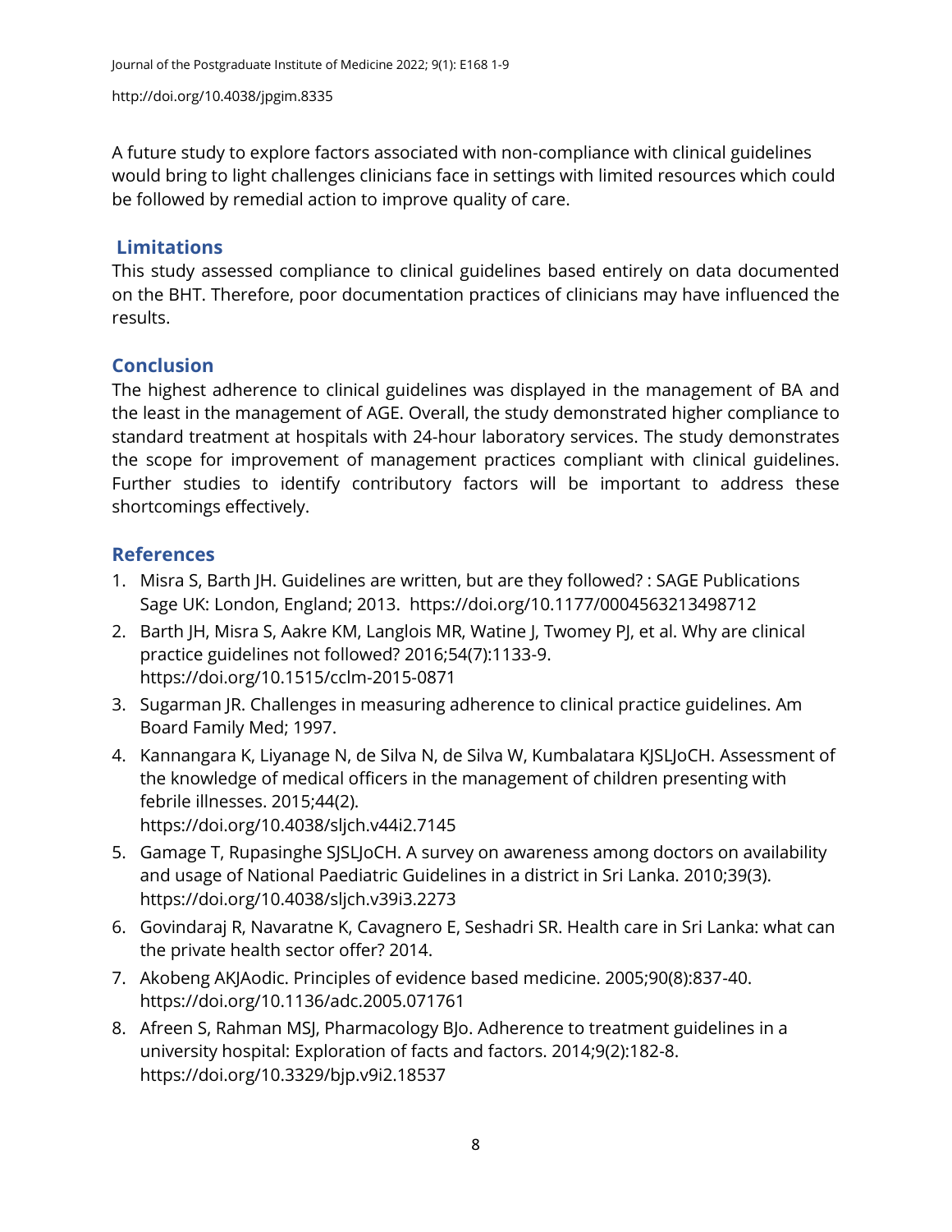A future study to explore factors associated with non-compliance with clinical guidelines would bring to light challenges clinicians face in settings with limited resources which could be followed by remedial action to improve quality of care.

## Limitations

This study assessed compliance to clinical guidelines based entirely on data documented on the BHT. Therefore, poor documentation practices of clinicians may have influenced the results.

## Conclusion

The highest adherence to clinical guidelines was displayed in the management of BA and the least in the management of AGE. Overall, the study demonstrated higher compliance to standard treatment at hospitals with 24-hour laboratory services. The study demonstrates the scope for improvement of management practices compliant with clinical guidelines. Further studies to identify contributory factors will be important to address these shortcomings effectively.

## References

1. Misra S, Barth JH. Guidelines are written, but are they followed? : SAGE Publications Sage UK: London, England; 2013. https://doi.org/10.1177/0004563213498712
2. Barth JH, Misra S, Aakre KM, Langlois MR, Watine J, Twomey PJ, et al. Why are clinical practice guidelines not followed? 2016;54(7):1133-9. https://doi.org/10.1515/cclm-2015-0871
3. Sugarman JR. Challenges in measuring adherence to clinical practice guidelines. Am Board Family Med; 1997.
4. Kannangara K, Liyanage N, de Silva N, de Silva W, Kumbalatara KJSLJoCH. Assessment of the knowledge of medical officers in the management of children presenting with febrile illnesses. 2015;44(2). https://doi.org/10.4038/sljch.v44i2.7145
5. Gamage T, Rupasinghe SJSLJoCH. A survey on awareness among doctors on availability and usage of National Paediatric Guidelines in a district in Sri Lanka. 2010;39(3). https://doi.org/10.4038/sljch.v39i3.2273
6. Govindaraj R, Navaratne K, Cavagnero E, Seshadri SR. Health care in Sri Lanka: what can the private health sector offer? 2014.
7. Akobeng AKJAodic. Principles of evidence based medicine. 2005;90(8):837-40. https://doi.org/10.1136/adc.2005.071761
8. Afreen S, Rahman MSJ, Pharmacology BJo. Adherence to treatment guidelines in a university hospital: Exploration of facts and factors. 2014;9(2):182-8. https://doi.org/10.3329/bjp.v9i2.18537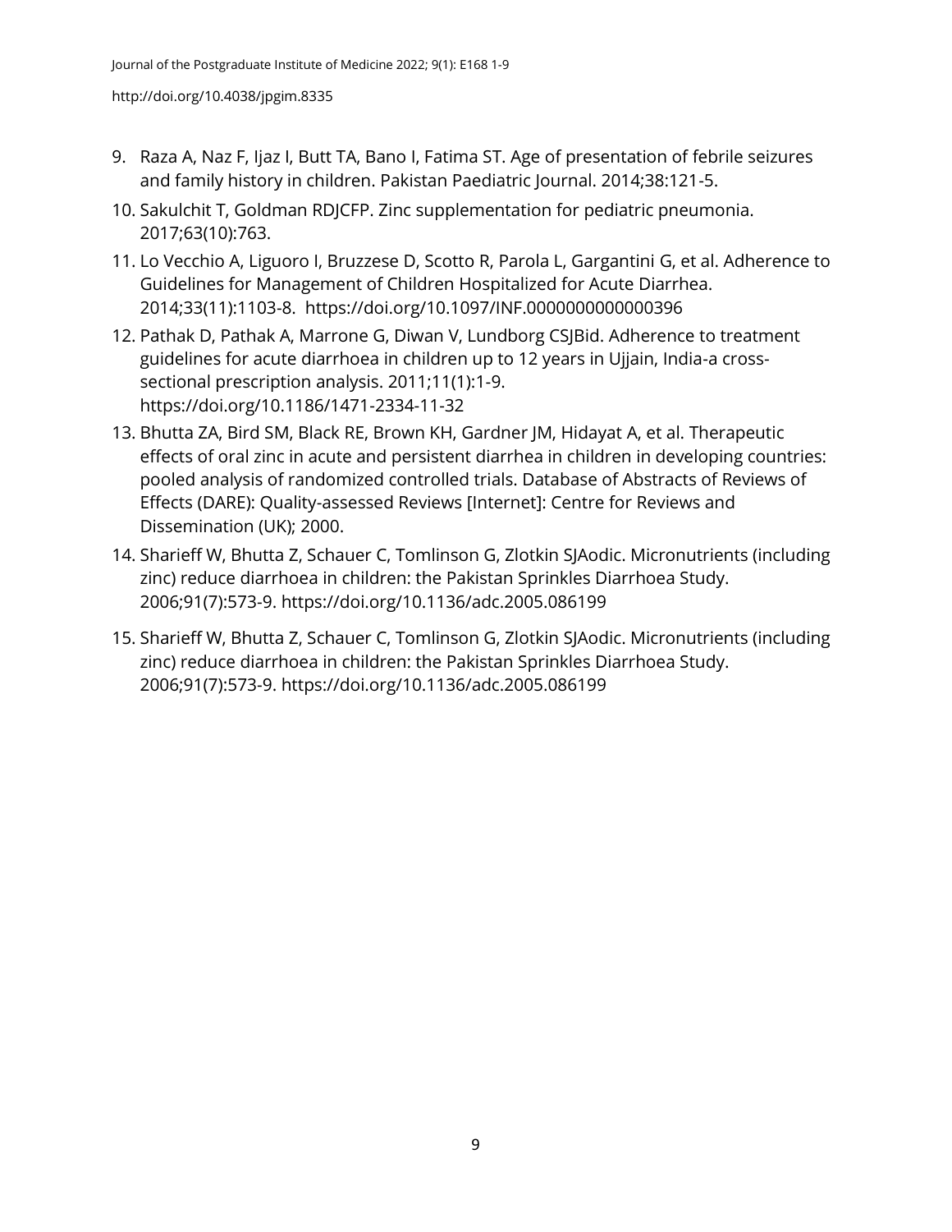9. Raza A, Naz F, Ijaz I, Butt TA, Bano I, Fatima ST. Age of presentation of febrile seizures and family history in children. Pakistan Paediatric Journal. 2014;38:121-5.
10. Sakulchit T, Goldman RDJCFP. Zinc supplementation for pediatric pneumonia. 2017;63(10):763.
11. Lo Vecchio A, Liguoro I, Bruzzese D, Scotto R, Parola L, Gargantini G, et al. Adherence to Guidelines for Management of Children Hospitalized for Acute Diarrhea. 2014;33(11):1103-8. https://doi.org/10.1097/INF.0000000000000396
12. Pathak D, Pathak A, Marrone G, Diwan V, Lundborg CSJBid. Adherence to treatment guidelines for acute diarrhoea in children up to 12 years in Ujjain, India-a cross-sectional prescription analysis. 2011;11(1):1-9. https://doi.org/10.1186/1471-2334-11-32
13. Bhutta ZA, Bird SM, Black RE, Brown KH, Gardner JM, Hidayat A, et al. Therapeutic effects of oral zinc in acute and persistent diarrhea in children in developing countries: pooled analysis of randomized controlled trials. Database of Abstracts of Reviews of Effects (DARE): Quality-assessed Reviews [Internet]: Centre for Reviews and Dissemination (UK); 2000.
14. Sharieff W, Bhutta Z, Schauer C, Tomlinson G, Zlotkin SJAodic. Micronutrients (including zinc) reduce diarrhoea in children: the Pakistan Sprinkles Diarrhoea Study. 2006;91(7):573-9. https://doi.org/10.1136/adc.2005.086199
15. Sharieff W, Bhutta Z, Schauer C, Tomlinson G, Zlotkin SJAodic. Micronutrients (including zinc) reduce diarrhoea in children: the Pakistan Sprinkles Diarrhoea Study. 2006;91(7):573-9. https://doi.org/10.1136/adc.2005.086199